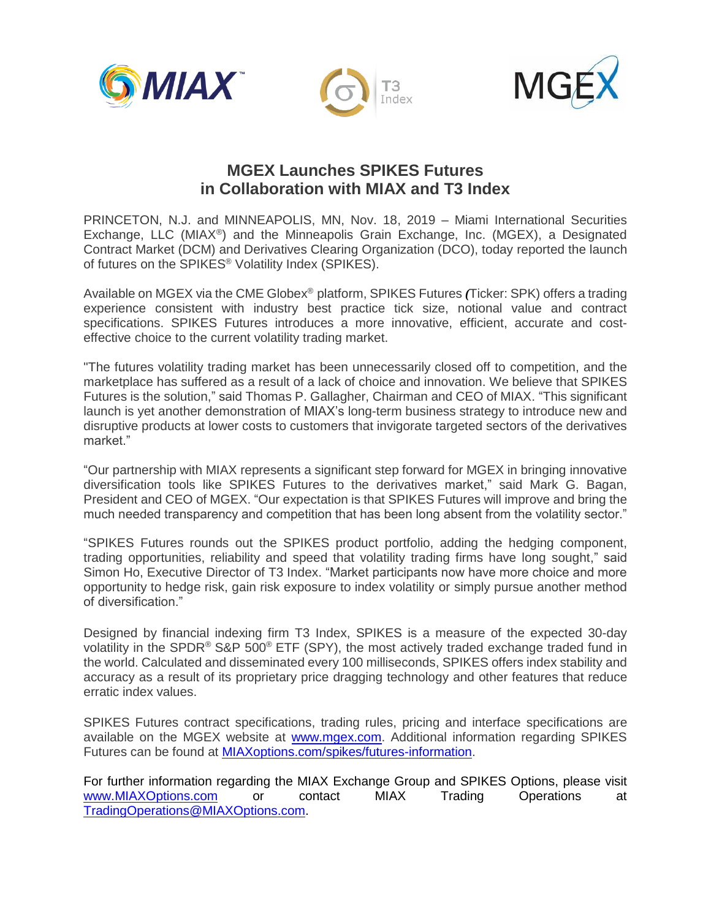# MGEX Launches SPIKES Futures in Collaboration with MIAX and T3 Index

PRINCETON, N.J. and MINNEAPOLIS, MN, Nov. 18, 2019 – Miami International Securities Exchange, LLC (MIAX®) and the Minneapolis Grain Exchange, Inc. (MGEX), a Designated Contract Market (DCM) and Derivatives Clearing Organization (DCO), today reported the launch of futures on the SPIKES® Volatility Index (SPIKES).

Available on MGEX via the CME Globex® platform, SPIKES Futures (Ticker: SPK) offers a trading experience consistent with industry best practice tick size, notional value and contract specifications. SPIKES Futures introduces a more innovative, efficient, accurate and cost-effective choice to the current volatility trading market.

"The futures volatility trading market has been unnecessarily closed off to competition, and the marketplace has suffered as a result of a lack of choice and innovation. We believe that SPIKES Futures is the solution," said Thomas P. Gallagher, Chairman and CEO of MIAX. "This significant launch is yet another demonstration of MIAX's long-term business strategy to introduce new and disruptive products at lower costs to customers that invigorate targeted sectors of the derivatives market."

"Our partnership with MIAX represents a significant step forward for MGEX in bringing innovative diversification tools like SPIKES Futures to the derivatives market," said Mark G. Bagan, President and CEO of MGEX. "Our expectation is that SPIKES Futures will improve and bring the much needed transparency and competition that has been long absent from the volatility sector."

"SPIKES Futures rounds out the SPIKES product portfolio, adding the hedging component, trading opportunities, reliability and speed that volatility trading firms have long sought," said Simon Ho, Executive Director of T3 Index. "Market participants now have more choice and more opportunity to hedge risk, gain risk exposure to index volatility or simply pursue another method of diversification."

Designed by financial indexing firm T3 Index, SPIKES is a measure of the expected 30-day volatility in the SPDR® S&P 500® ETF (SPY), the most actively traded exchange traded fund in the world. Calculated and disseminated every 100 milliseconds, SPIKES offers index stability and accuracy as a result of its proprietary price dragging technology and other features that reduce erratic index values.

SPIKES Futures contract specifications, trading rules, pricing and interface specifications are available on the MGEX website at [www.mgex.com](http://www.mgex.com). Additional information regarding SPIKES Futures can be found at [MIAXoptions.com/spikes/futures-information](http://MIAXoptions.com/spikes/futures-information).

For further information regarding the MIAX Exchange Group and SPIKES Options, please visit [www.MIAXOptions.com](http://www.MIAXOptions.com) or contact MIAX Trading Operations at [TradingOperations@MIAXOptions.com](mailto:TradingOperations@MIAXOptions.com).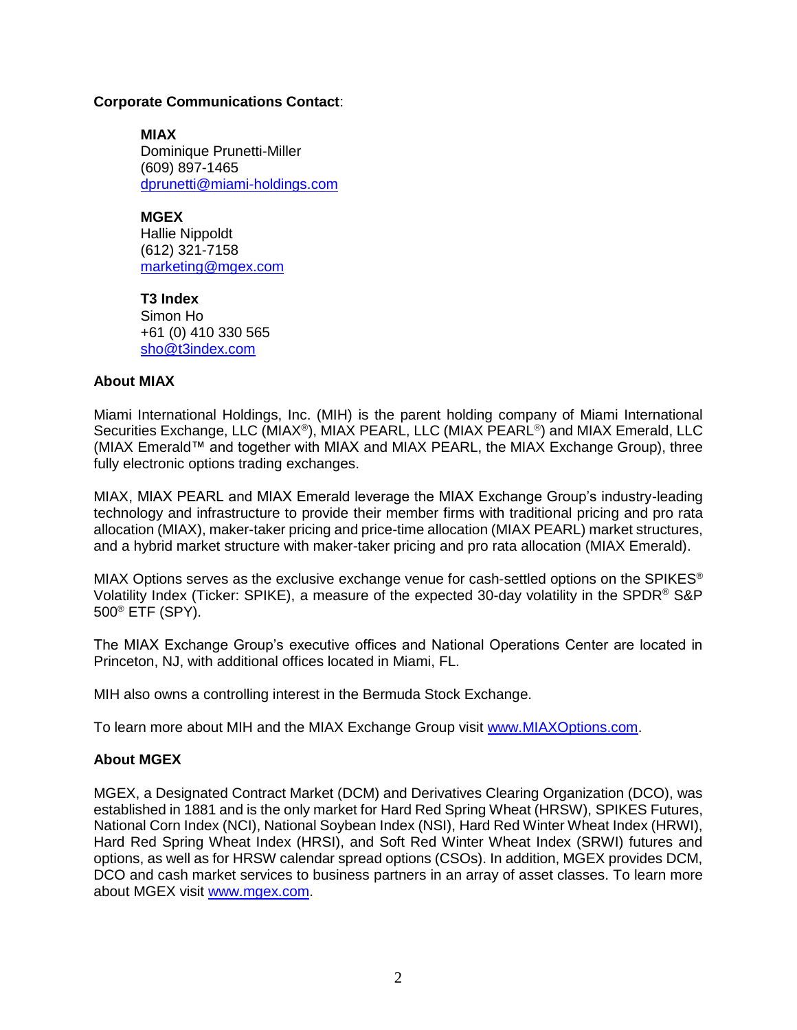**Corporate Communications Contact**:

**MIAX**
Dominique Prunetti-Miller
(609) 897-1465
dprunetti@miami-holdings.com

**MGEX**
Hallie Nippoldt
(612) 321-7158
marketing@mgex.com

**T3 Index**
Simon Ho
+61 (0) 410 330 565
sho@t3index.com

**About MIAX**

Miami International Holdings, Inc. (MIH) is the parent holding company of Miami International Securities Exchange, LLC (MIAX®), MIAX PEARL, LLC (MIAX PEARL®) and MIAX Emerald, LLC (MIAX Emerald™ and together with MIAX and MIAX PEARL, the MIAX Exchange Group), three fully electronic options trading exchanges.

MIAX, MIAX PEARL and MIAX Emerald leverage the MIAX Exchange Group's industry-leading technology and infrastructure to provide their member firms with traditional pricing and pro rata allocation (MIAX), maker-taker pricing and price-time allocation (MIAX PEARL) market structures, and a hybrid market structure with maker-taker pricing and pro rata allocation (MIAX Emerald).

MIAX Options serves as the exclusive exchange venue for cash-settled options on the SPIKES® Volatility Index (Ticker: SPIKE), a measure of the expected 30-day volatility in the SPDR® S&P 500® ETF (SPY).

The MIAX Exchange Group's executive offices and National Operations Center are located in Princeton, NJ, with additional offices located in Miami, FL.

MIH also owns a controlling interest in the Bermuda Stock Exchange.

To learn more about MIH and the MIAX Exchange Group visit www.MIAXOptions.com.

**About MGEX**

MGEX, a Designated Contract Market (DCM) and Derivatives Clearing Organization (DCO), was established in 1881 and is the only market for Hard Red Spring Wheat (HRSW), SPIKES Futures, National Corn Index (NCI), National Soybean Index (NSI), Hard Red Winter Wheat Index (HRWI), Hard Red Spring Wheat Index (HRSI), and Soft Red Winter Wheat Index (SRWI) futures and options, as well as for HRSW calendar spread options (CSOs). In addition, MGEX provides DCM, DCO and cash market services to business partners in an array of asset classes. To learn more about MGEX visit www.mgex.com.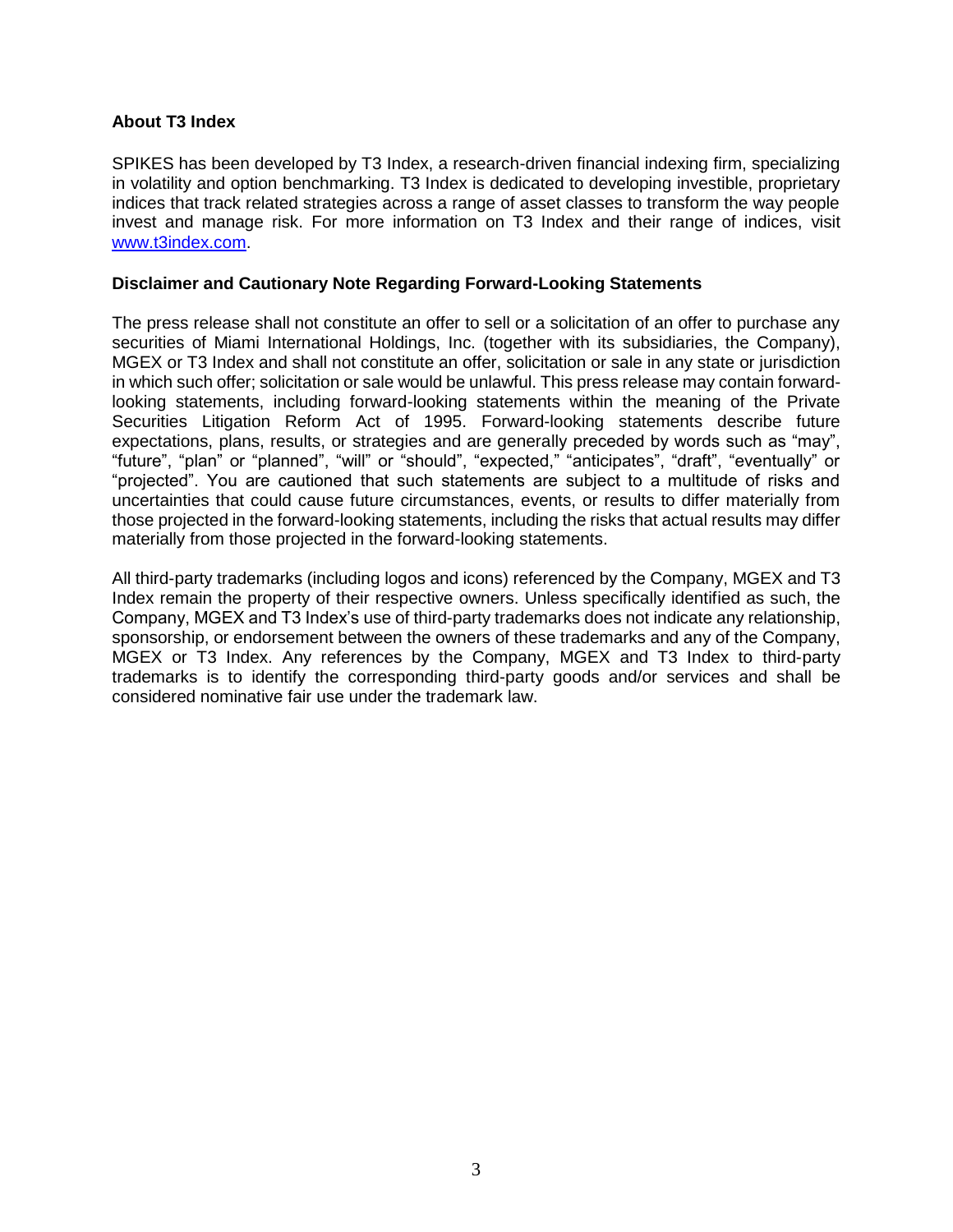**About T3 Index**

SPIKES has been developed by T3 Index, a research-driven financial indexing firm, specializing in volatility and option benchmarking. T3 Index is dedicated to developing investible, proprietary indices that track related strategies across a range of asset classes to transform the way people invest and manage risk. For more information on T3 Index and their range of indices, visit [www.t3index.com](http://www.t3index.com).

**Disclaimer and Cautionary Note Regarding Forward-Looking Statements**

The press release shall not constitute an offer to sell or a solicitation of an offer to purchase any securities of Miami International Holdings, Inc. (together with its subsidiaries, the Company), MGEX or T3 Index and shall not constitute an offer, solicitation or sale in any state or jurisdiction in which such offer; solicitation or sale would be unlawful. This press release may contain forward-looking statements, including forward-looking statements within the meaning of the Private Securities Litigation Reform Act of 1995. Forward-looking statements describe future expectations, plans, results, or strategies and are generally preceded by words such as "may", "future", "plan" or "planned", "will" or "should", "expected," "anticipates", "draft", "eventually" or "projected". You are cautioned that such statements are subject to a multitude of risks and uncertainties that could cause future circumstances, events, or results to differ materially from those projected in the forward-looking statements, including the risks that actual results may differ materially from those projected in the forward-looking statements.

All third-party trademarks (including logos and icons) referenced by the Company, MGEX and T3 Index remain the property of their respective owners. Unless specifically identified as such, the Company, MGEX and T3 Index's use of third-party trademarks does not indicate any relationship, sponsorship, or endorsement between the owners of these trademarks and any of the Company, MGEX or T3 Index. Any references by the Company, MGEX and T3 Index to third-party trademarks is to identify the corresponding third-party goods and/or services and shall be considered nominative fair use under the trademark law.